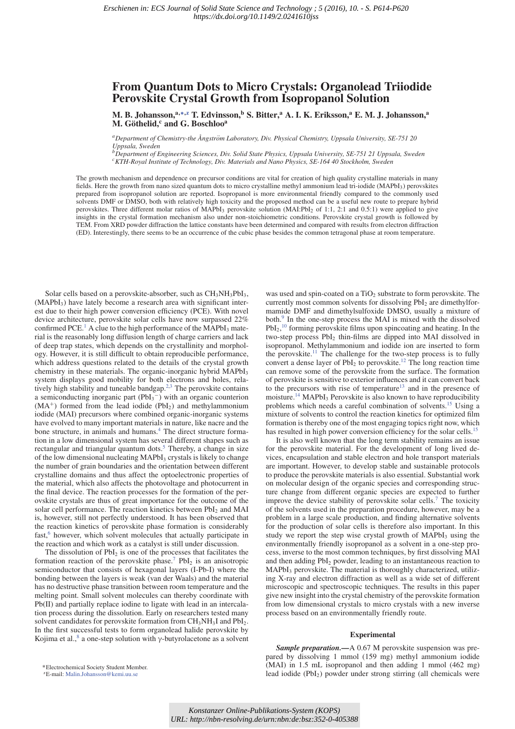# From Quantum Dots to Micro Crystals: Organolead Triiodide Perovskite Crystal Growth from Isopropanol Solution

M. B. Johansson,[a,*,z] T. Edvinsson,[b] S. Bitter,[a] A. I. K. Eriksson,[a] E. M. J. Johansson,[a] M. Göthelid,[c] and G. Boschloo[a]

[a]Department of Chemistry-the Ångström Laboratory, Div. Physical Chemistry, Uppsala University, SE-751 20 Uppsala, Sweden
[b]Department of Engineering Sciences, Div. Solid State Physics, Uppsala University, SE-751 21 Uppsala, Sweden
[c]KTH-Royal Institute of Technology, Div. Materials and Nano Physics, SE-164 40 Stockholm, Sweden

The growth mechanism and dependence on precursor conditions are vital for creation of high quality crystalline materials in many fields. Here the growth from nano sized quantum dots to micro crystalline methyl ammonium lead tri-iodide ($MAPbI_3$) perovskites prepared from isopropanol solution are reported. Isopropanol is more environmental friendly compared to the commonly used solvents DMF or DMSO, both with relatively high toxicity and the proposed method can be a useful new route to prepare hybrid perovskites. Three different molar ratios of $MAPbI_3$ perovskite solution (MAI:$PbI_2$ of 1:1, 2:1 and 0.5:1) were applied to give insights in the crystal formation mechanism also under non-stoichiometric conditions. Perovskite crystal growth is followed by TEM. From XRD powder diffraction the lattice constants have been determined and compared with results from electron diffraction (ED). Interestingly, there seems to be an occurrence of the cubic phase besides the common tetragonal phase at room temperature.

Solar cells based on a perovskite-absorber, such as $CH_3NH_3PbI_3$, ($MAPbI_3$) have lately become a research area with significant interest due to their high power conversion efficiency (PCE). With novel device architecture, perovskite solar cells have now surpassed 22% confirmed PCE.[1] A clue to the high performance of the $MAPbI_3$ material is the reasonably long diffusion length of charge carriers and lack of deep trap states, which depends on the crystallinity and morphology. However, it is still difficult to obtain reproducible performance, which address questions related to the details of the crystal growth chemistry in these materials. The organic-inorganic hybrid $MAPbI_3$ system displays good mobility for both electrons and holes, relatively high stability and tuneable bandgap.[2,3] The perovskite contains a semiconducting inorganic part ($PbI_3^-$) with an organic counterion ($MA^+$) formed from the lead iodide ($PbI_2$) and methylammonium iodide (MAI) precursors where combined organic-inorganic systems have evolved to many important materials in nature, like nacre and the bone structure, in animals and humans.[4] The direct structure formation in a low dimensional system has several different shapes such as rectangular and triangular quantum dots.[5] Thereby, a change in size of the low dimensional nucleating $MAPbI_3$ crystals is likely to change the number of grain boundaries and the orientation between different crystalline domains and thus affect the optoelectronic properties of the material, which also affects the photovoltage and photocurrent in the final device. The reaction processes for the formation of the perovskite crystals are thus of great importance for the outcome of the solar cell performance. The reaction kinetics between $PbI_2$ and MAI is, however, still not perfectly understood. It has been observed that the reaction kinetics of perovskite phase formation is considerably fast,[6] however, which solvent molecules that actually participate in the reaction and which work as a catalyst is still under discussion.

The dissolution of $PbI_2$ is one of the processes that facilitates the formation reaction of the perovskite phase.[7] $PbI_2$ is an anisotropic semiconductor that consists of hexagonal layers (I-Pb-I) where the bonding between the layers is weak (van der Waals) and the material has no destructive phase transition between room temperature and the melting point. Small solvent molecules can thereby coordinate with Pb(II) and partially replace iodine to ligate with lead in an intercalation process during the dissolution. Early on researchers tested many solvent candidates for perovskite formation from $CH_3NH_3I$ and $PbI_2$. In the first successful tests to form organolead halide perovskite by Kojima et al.,[8] a one-step solution with γ-butyrolacetone as a solvent was used and spin-coated on a $TiO_2$ substrate to form perovskite. The currently most common solvents for dissolving $PbI_2$ are dimethylformamide DMF and dimethylsulfoxide DMSO, usually a mixture of both.[9] In the one-step process the MAI is mixed with the dissolved $PbI_2$,[10] forming perovskite films upon spincoating and heating. In the two-step process $PbI_2$ thin-films are dipped into MAI dissolved in isopropanol. Methylammonium and iodide ion are inserted to form the perovskite.[11] The challenge for the two-step process is to fully convert a dense layer of $PbI_2$ to perovskite.[12] The long reaction time can remove some of the perovskite from the surface. The formation of perovskite is sensitive to exterior influences and it can convert back to the precursors with rise of temperature[13] and in the presence of moisture.[14] $MAPbI_3$ Perovskite is also known to have reproducibility problems which needs a careful combination of solvents.[15] Using a mixture of solvents to control the reaction kinetics for optimized film formation is thereby one of the most engaging topics right now, which has resulted in high power conversion efficiency for the solar cells.[15]

It is also well known that the long term stability remains an issue for the perovskite material. For the development of long lived devices, encapsulation and stable electron and hole transport materials are important. However, to develop stable and sustainable protocols to produce the perovskite materials is also essential. Substantial work on molecular design of the organic species and corresponding structure change from different organic species are expected to further improve the device stability of perovskite solar cells.[7] The toxicity of the solvents used in the preparation procedure, however, may be a problem in a large scale production, and finding alternative solvents for the production of solar cells is therefore also important. In this study we report the step wise crystal growth of $MAPbI_3$ using the environmentally friendly isopropanol as a solvent in a one-step process, inverse to the most common techniques, by first dissolving MAI and then adding $PbI_2$ powder, leading to an instantaneous reaction to $MAPbI_3$ perovskite. The material is thoroughly characterized, utilizing X-ray and electron diffraction as well as a wide set of different microscopic and spectroscopic techniques. The results in this paper give new insight into the crystal chemistry of the perovskite formation from low dimensional crystals to micro crystals with a new inverse process based on an environmentally friendly route.

## Experimental

***Sample preparation.***—A 0.67 M perovskite suspension was prepared by dissolving 1 mmol (159 mg) methyl ammonium iodide (MAI) in 1.5 mL isopropanol and then adding 1 mmol (462 mg) lead iodide ($PbI_2$) powder under strong stirring (all chemicals were

*Electrochemical Society Student Member.
zE-mail: Malin.Johansson@kemi.uu.se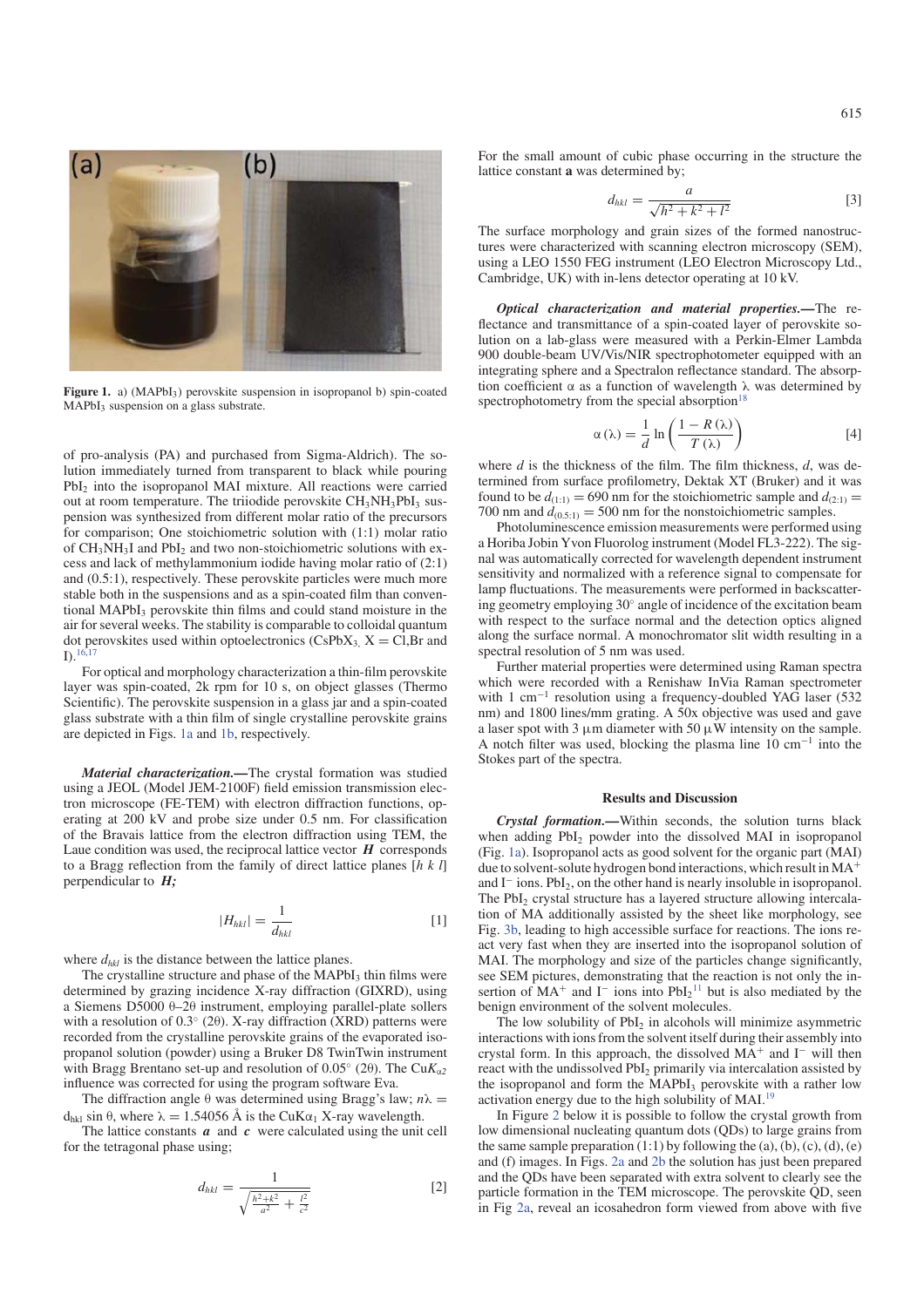**Figure 1.** a) ($MAPbI_3$) perovskite suspension in isopropanol b) spin-coated $MAPbI_3$ suspension on a glass substrate.

of pro-analysis (PA) and purchased from Sigma-Aldrich). The solution immediately turned from transparent to black while pouring $PbI_2$ into the isopropanol MAI mixture. All reactions were carried out at room temperature. The triiodide perovskite $CH_3NH_3PbI_3$ suspension was synthesized from different molar ratio of the precursors for comparison; One stoichiometric solution with (1:1) molar ratio of $CH_3NH_3I$ and $PbI_2$ and two non-stoichiometric solutions with excess and lack of methylammonium iodide having molar ratio of (2:1) and (0.5:1), respectively. These perovskite particles were much more stable both in the suspensions and as a spin-coated film than conventional $MAPbI_3$ perovskite thin films and could stand moisture in the air for several weeks. The stability is comparable to colloidal quantum dot perovskites used within optoelectronics ($CsPbX_3$, X = Cl,Br and I).[16,17]

For optical and morphology characterization a thin-film perovskite layer was spin-coated, 2k rpm for 10 s, on object glasses (Thermo Scientific). The perovskite suspension in a glass jar and a spin-coated glass substrate with a thin film of single crystalline perovskite grains are depicted in Figs. 1a and 1b, respectively.

***Material characterization.***—The crystal formation was studied using a JEOL (Model JEM-2100F) field emission transmission electron microscope (FE-TEM) with electron diffraction functions, operating at 200 kV and probe size under 0.5 nm. For classification of the Bravais lattice from the electron diffraction using TEM, the Laue condition was used, the reciprocal lattice vector $\boldsymbol{H}$ corresponds to a Bragg reflection from the family of direct lattice planes [$h$ $k$ $l$] perpendicular to $\boldsymbol{H}$;

$$|H_{hkl}| = \frac{1}{d_{hkl}} \qquad [1]$$

where $d_{hkl}$ is the distance between the lattice planes.

The crystalline structure and phase of the $MAPbI_3$ thin films were determined by grazing incidence X-ray diffraction (GIXRD), using a Siemens D5000 θ–2θ instrument, employing parallel-plate sollers with a resolution of 0.3° (2θ). X-ray diffraction (XRD) patterns were recorded from the crystalline perovskite grains of the evaporated isopropanol solution (powder) using a Bruker D8 TwinTwin instrument with Bragg Brentano set-up and resolution of 0.05° (2θ). The $CuK_{\alpha 2}$ influence was corrected for using the program software Eva.

The diffraction angle θ was determined using Bragg's law; $n\lambda = d_{hkl} \sin\theta$, where $\lambda = 1.54056$ Å is the $CuK\alpha_1$ X-ray wavelength.

The lattice constants $\boldsymbol{a}$ and $\boldsymbol{c}$ were calculated using the unit cell for the tetragonal phase using;

$$d_{hkl} = \frac{1}{\sqrt{\frac{h^2+k^2}{a^2} + \frac{l^2}{c^2}}} \qquad [2]$$

For the small amount of cubic phase occurring in the structure the lattice constant **a** was determined by;

$$d_{hkl} = \frac{a}{\sqrt{h^2+k^2+l^2}} \qquad [3]$$

The surface morphology and grain sizes of the formed nanostructures were characterized with scanning electron microscopy (SEM), using a LEO 1550 FEG instrument (LEO Electron Microscopy Ltd., Cambridge, UK) with in-lens detector operating at 10 kV.

***Optical characterization and material properties.***—The reflectance and transmittance of a spin-coated layer of perovskite solution on a lab-glass were measured with a Perkin-Elmer Lambda 900 double-beam UV/Vis/NIR spectrophotometer equipped with an integrating sphere and a Spectralon reflectance standard. The absorption coefficient α as a function of wavelength λ was determined by spectrophotometry from the special absorption[18]

$$\alpha(\lambda) = \frac{1}{d} \ln\left(\frac{1 - R(\lambda)}{T(\lambda)}\right) \qquad [4]$$

where $d$ is the thickness of the film. The film thickness, $d$, was determined from surface profilometry, Dektak XT (Bruker) and it was found to be $d_{(1:1)} = 690$ nm for the stoichiometric sample and $d_{(2:1)} = 700$ nm and $d_{(0.5:1)} = 500$ nm for the nonstoichiometric samples.

Photoluminescence emission measurements were performed using a Horiba Jobin Yvon Fluorolog instrument (Model FL3-222). The signal was automatically corrected for wavelength dependent instrument sensitivity and normalized with a reference signal to compensate for lamp fluctuations. The measurements were performed in backscattering geometry employing 30° angle of incidence of the excitation beam with respect to the surface normal and the detection optics aligned along the surface normal. A monochromator slit width resulting in a spectral resolution of 5 nm was used.

Further material properties were determined using Raman spectra which were recorded with a Renishaw InVia Raman spectrometer with 1 $cm^{-1}$ resolution using a frequency-doubled YAG laser (532 nm) and 1800 lines/mm grating. A 50x objective was used and gave a laser spot with 3 μm diameter with 50 μW intensity on the sample. A notch filter was used, blocking the plasma line 10 $cm^{-1}$ into the Stokes part of the spectra.

## Results and Discussion

***Crystal formation.***—Within seconds, the solution turns black when adding $PbI_2$ powder into the dissolved MAI in isopropanol (Fig. 1a). Isopropanol acts as good solvent for the organic part (MAI) due to solvent-solute hydrogen bond interactions, which result in $MA^+$ and $I^-$ ions. $PbI_2$, on the other hand is nearly insoluble in isopropanol. The $PbI_2$ crystal structure has a layered structure allowing intercalation of MA additionally assisted by the sheet like morphology, see Fig. 3b, leading to high accessible surface for reactions. The ions react very fast when they are inserted into the isopropanol solution of MAI. The morphology and size of the particles change significantly, see SEM pictures, demonstrating that the reaction is not only the insertion of $MA^+$ and $I^-$ ions into $PbI_2$[11] but is also mediated by the benign environment of the solvent molecules.

The low solubility of $PbI_2$ in alcohols will minimize asymmetric interactions with ions from the solvent itself during their assembly into crystal form. In this approach, the dissolved $MA^+$ and $I^-$ will then react with the undissolved $PbI_2$ primarily via intercalation assisted by the isopropanol and form the $MAPbI_3$ perovskite with a rather low activation energy due to the high solubility of MAI.[19]

In Figure 2 below it is possible to follow the crystal growth from low dimensional nucleating quantum dots (QDs) to large grains from the same sample preparation (1:1) by following the (a), (b), (c), (d), (e) and (f) images. In Figs. 2a and 2b the solution has just been prepared and the QDs have been separated with extra solvent to clearly see the particle formation in the TEM microscope. The perovskite QD, seen in Fig 2a, reveal an icosahedron form viewed from above with five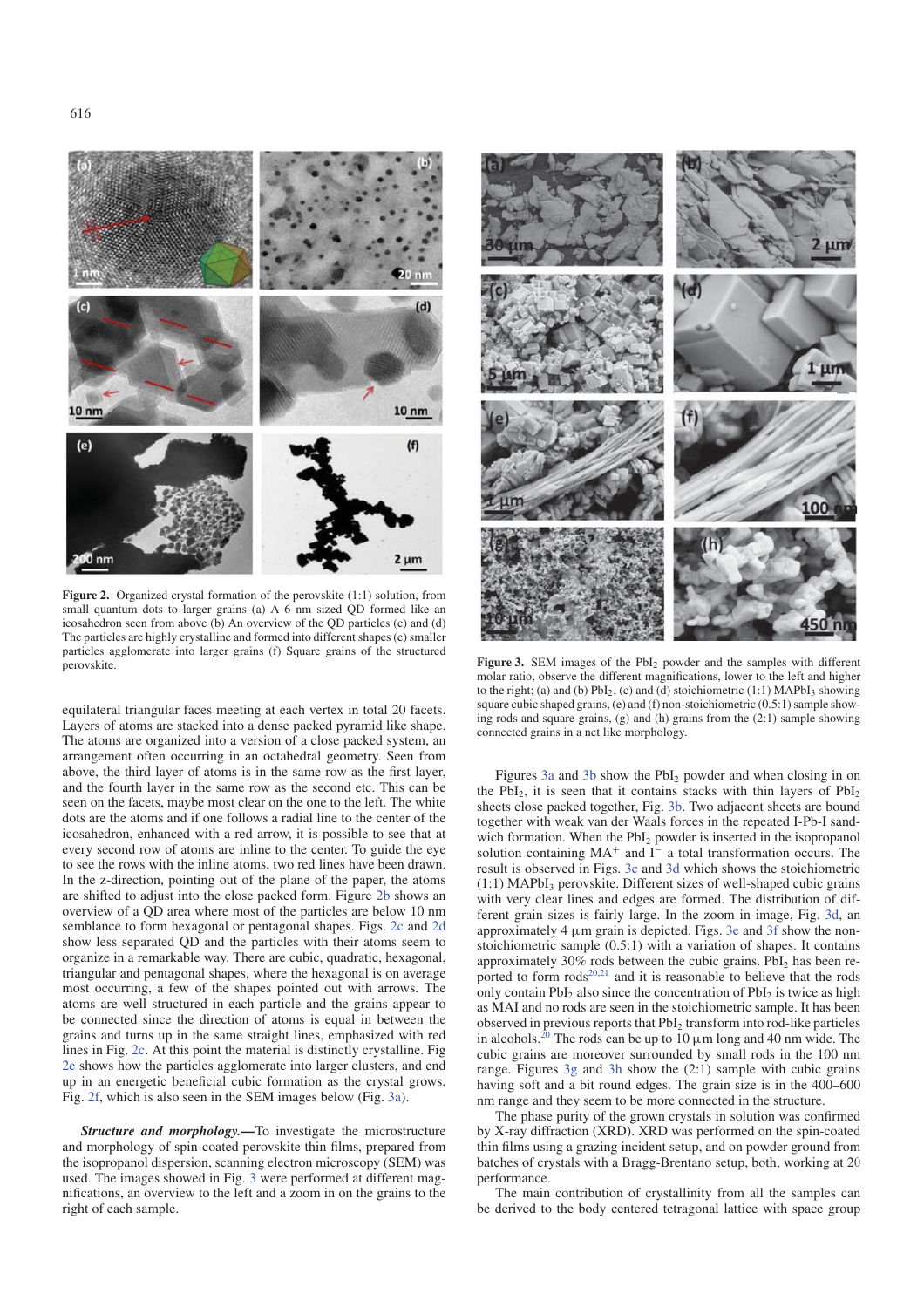**Figure 2.** Organized crystal formation of the perovskite (1:1) solution, from small quantum dots to larger grains (a) A 6 nm sized QD formed like an icosahedron seen from above (b) An overview of the QD particles (c) and (d) The particles are highly crystalline and formed into different shapes (e) smaller particles agglomerate into larger grains (f) Square grains of the structured perovskite.

equilateral triangular faces meeting at each vertex in total 20 facets. Layers of atoms are stacked into a dense packed pyramid like shape. The atoms are organized into a version of a close packed system, an arrangement often occurring in an octahedral geometry. Seen from above, the third layer of atoms is in the same row as the first layer, and the fourth layer in the same row as the second etc. This can be seen on the facets, maybe most clear on the one to the left. The white dots are the atoms and if one follows a radial line to the center of the icosahedron, enhanced with a red arrow, it is possible to see that at every second row of atoms are inline to the center. To guide the eye to see the rows with the inline atoms, two red lines have been drawn. In the z-direction, pointing out of the plane of the paper, the atoms are shifted to adjust into the close packed form. Figure 2b shows an overview of a QD area where most of the particles are below 10 nm semblance to form hexagonal or pentagonal shapes. Figs. 2c and 2d show less separated QD and the particles with their atoms seem to organize in a remarkable way. There are cubic, quadratic, hexagonal, triangular and pentagonal shapes, where the hexagonal is on average most occurring, a few of the shapes pointed out with arrows. The atoms are well structured in each particle and the grains appear to be connected since the direction of atoms is equal in between the grains and turns up in the same straight lines, emphasized with red lines in Fig. 2c. At this point the material is distinctly crystalline. Fig 2e shows how the particles agglomerate into larger clusters, and end up in an energetic beneficial cubic formation as the crystal grows, Fig. 2f, which is also seen in the SEM images below (Fig. 3a).

***Structure and morphology.—***To investigate the microstructure and morphology of spin-coated perovskite thin films, prepared from the isopropanol dispersion, scanning electron microscopy (SEM) was used. The images showed in Fig. 3 were performed at different magnifications, an overview to the left and a zoom in on the grains to the right of each sample.

**Figure 3.** SEM images of the $PbI_2$ powder and the samples with different molar ratio, observe the different magnifications, lower to the left and higher to the right; (a) and (b) $PbI_2$, (c) and (d) stoichiometric (1:1) $MAPbI_3$ showing square cubic shaped grains, (e) and (f) non-stoichiometric (0.5:1) sample showing rods and square grains, (g) and (h) grains from the (2:1) sample showing connected grains in a net like morphology.

Figures 3a and 3b show the $PbI_2$ powder and when closing in on the $PbI_2$, it is seen that it contains stacks with thin layers of $PbI_2$ sheets close packed together, Fig. 3b. Two adjacent sheets are bound together with weak van der Waals forces in the repeated I-Pb-I sandwich formation. When the $PbI_2$ powder is inserted in the isopropanol solution containing $MA^+$ and $I^-$ a total transformation occurs. The result is observed in Figs. 3c and 3d which shows the stoichiometric (1:1) $MAPbI_3$ perovskite. Different sizes of well-shaped cubic grains with very clear lines and edges are formed. The distribution of different grain sizes is fairly large. In the zoom in image, Fig. 3d, an approximately 4 $\mu$m grain is depicted. Figs. 3e and 3f show the non-stoichiometric sample (0.5:1) with a variation of shapes. It contains approximately 30% rods between the cubic grains. $PbI_2$ has been reported to form rods[20,21] and it is reasonable to believe that the rods only contain $PbI_2$ also since the concentration of $PbI_2$ is twice as high as MAI and no rods are seen in the stoichiometric sample. It has been observed in previous reports that $PbI_2$ transform into rod-like particles in alcohols.[20] The rods can be up to 10 $\mu$m long and 40 nm wide. The cubic grains are moreover surrounded by small rods in the 100 nm range. Figures 3g and 3h show the (2:1) sample with cubic grains having soft and a bit round edges. The grain size is in the 400–600 nm range and they seem to be more connected in the structure.

The phase purity of the grown crystals in solution was confirmed by X-ray diffraction (XRD). XRD was performed on the spin-coated thin films using a grazing incident setup, and on powder ground from batches of crystals with a Bragg-Brentano setup, both, working at $2\theta$ performance.

The main contribution of crystallinity from all the samples can be derived to the body centered tetragonal lattice with space group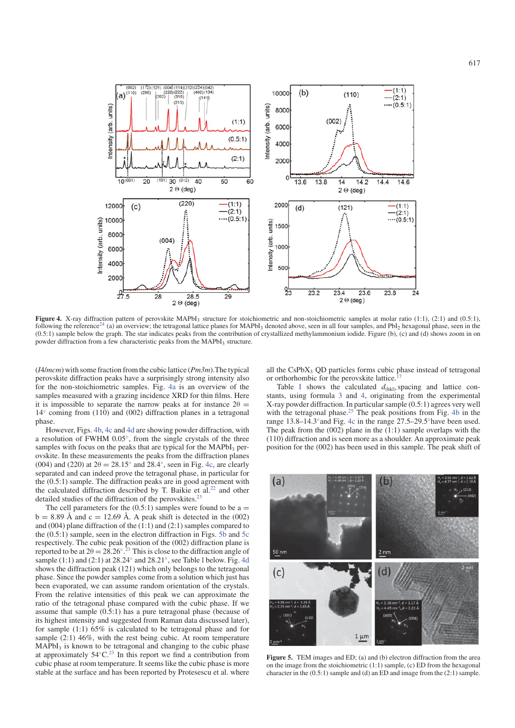**Figure 4.** X-ray diffraction pattern of perovskite $MAPbI_3$ structure for stoichiometric and non-stoichiometric samples at molar ratio (1:1), (2:1) and (0.5:1), following the reference[24] (a) an overview; the tetragonal lattice planes for $MAPbI_3$ denoted above, seen in all four samples, and $PbI_2$ hexagonal phase, seen in the (0.5:1) sample below the graph. The star indicates peaks from the contribution of crystallized methylammonium iodide. Figure (b), (c) and (d) shows zoom in on powder diffraction from a few characteristic peaks from the $MAPbI_3$ structure.

(*I4*/*mcm*) with some fraction from the cubic lattice (*Pm3m*).The typical perovskite diffraction peaks have a surprisingly strong intensity also for the non-stoichiometric samples. Fig. 4a is an overview of the samples measured with a grazing incidence XRD for thin films. Here it is impossible to separate the narrow peaks at for instance $2\theta = 14°$ coming from (110) and (002) diffraction planes in a tetragonal phase.

However, Figs. 4b, 4c and 4d are showing powder diffraction, with a resolution of FWHM 0.05°, from the single crystals of the three samples with focus on the peaks that are typical for the $MAPbI_3$ perovskite. In these measurements the peaks from the diffraction planes (004) and (220) at $2\theta = 28.15°$ and 28.4°, seen in Fig. 4c, are clearly separated and can indeed prove the tetragonal phase, in particular for the (0.5:1) sample. The diffraction peaks are in good agreement with the calculated diffraction described by T. Baikie et al.[22] and other detailed studies of the diffraction of the perovskites.[23]

The cell parameters for the (0.5:1) samples were found to be a = b = 8.89 Å and c = 12.69 Å. A peak shift is detected in the (002) and (004) plane diffraction of the (1:1) and (2:1) samples compared to the (0.5:1) sample, seen in the electron diffraction in Figs. 5b and 5c respectively. The cubic peak position of the (002) diffraction plane is reported to be at $2\theta = 28.26°$.[23] This is close to the diffraction angle of sample (1:1) and (2:1) at 28.24° and 28.21°, see Table I below. Fig. 4d shows the diffraction peak (121) which only belongs to the tetragonal phase. Since the powder samples come from a solution which just has been evaporated, we can assume random orientation of the crystals. From the relative intensities of this peak we can approximate the ratio of the tetragonal phase compared with the cubic phase. If we assume that sample (0.5:1) has a pure tetragonal phase (because of its highest intensity and suggested from Raman data discussed later), for sample (1:1) 65% is calculated to be tetragonal phase and for sample (2:1) 46%, with the rest being cubic. At room temperature $MAPbI_3$ is known to be tetragonal and changing to the cubic phase at approximately 54°C.[23] In this report we find a contribution from cubic phase at room temperature. It seems like the cubic phase is more stable at the surface and has been reported by Protesescu et al. where all the $CsPbX_3$ QD particles forms cubic phase instead of tetragonal or orthorhombic for the perovskite lattice.[17]

Table I shows the calculated $d_{(hkl)}$-spacing and lattice constants, using formula 3 and 4, originating from the experimental X-ray powder diffraction. In particular sample (0.5:1) agrees very well with the tetragonal phase.[25] The peak positions from Fig. 4b in the range 13.8–14.3° and Fig. 4c in the range 27.5–29.5° have been used. The peak from the (002) plane in the (1:1) sample overlaps with the (110) diffraction and is seen more as a shoulder. An approximate peak position for the (002) has been used in this sample. The peak shift of

**Figure 5.** TEM images and ED; (a) and (b) electron diffraction from the area on the image from the stoichiometric (1:1) sample, (c) ED from the hexagonal character in the (0.5:1) sample and (d) an ED and image from the (2:1) sample.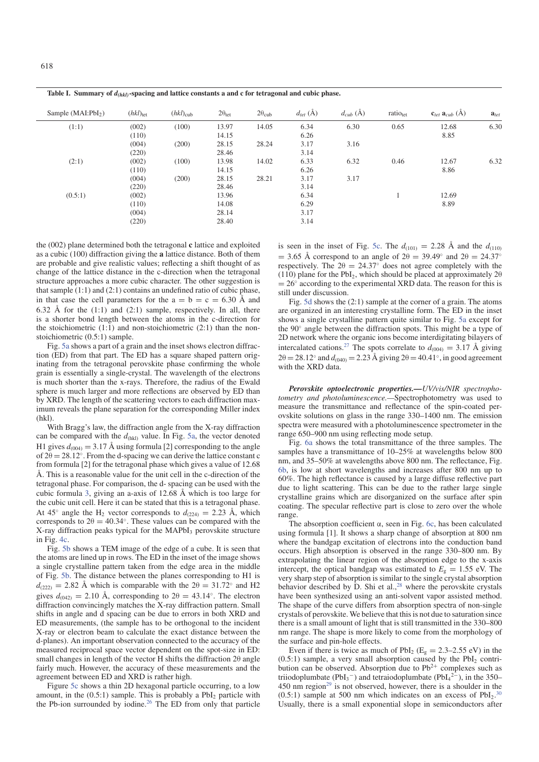**Table I. Summary of $d_{(hkl)}$-spacing and lattice constants a and c for tetragonal and cubic phase.**

| Sample ($MAI:PbI_2$) | $(hkl)_{tet}$ | $(hkl)_{cub}$ | $2\theta_{tet}$ | $2\theta_{cub}$ | $d_{tet}$ (Å) | $d_{cub}$ (Å) | ratio$_{tet}$ | $\mathbf{c}_{tet}$ $\mathbf{a}_{cub}$ (Å) | $\mathbf{a}_{tet}$ |
|---|---|---|---|---|---|---|---|---|---|
| (1:1) | (002) | (100) | 13.97 | 14.05 | 6.34 | 6.30 | 0.65 | 12.68 | 6.30 |
| | (110) | | 14.15 | | 6.26 | | | 8.85 | |
| | (004) | (200) | 28.15 | 28.24 | 3.17 | 3.16 | | | |
| | (220) | | 28.46 | | 3.14 | | | | |
| (2:1) | (002) | (100) | 13.98 | 14.02 | 6.33 | 6.32 | 0.46 | 12.67 | 6.32 |
| | (110) | | 14.15 | | 6.26 | | | 8.86 | |
| | (004) | (200) | 28.15 | 28.21 | 3.17 | 3.17 | | | |
| | (220) | | 28.46 | | 3.14 | | | | |
| (0.5:1) | (002) | | 13.96 | | 6.34 | | 1 | 12.69 | |
| | (110) | | 14.08 | | 6.29 | | | 8.89 | |
| | (004) | | 28.14 | | 3.17 | | | | |
| | (220) | | 28.40 | | 3.14 | | | | |

the (002) plane determined both the tetragonal **c** lattice and exploited as a cubic (100) diffraction giving the **a** lattice distance. Both of them are probable and give realistic values; reflecting a shift thought of as change of the lattice distance in the c-direction when the tetragonal structure approaches a more cubic character. The other suggestion is that sample (1:1) and (2:1) contains an undefined ratio of cubic phase, in that case the cell parameters for the a = b = c = 6.30 Å and 6.32 Å for the (1:1) and (2:1) sample, respectively. In all, there is a shorter bond length between the atoms in the c-direction for the stoichiometric (1:1) and non-stoichiometric (2:1) than the non-stoichiometric (0.5:1) sample.

Fig. 5a shows a part of a grain and the inset shows electron diffraction (ED) from that part. The ED has a square shaped pattern originating from the tetragonal perovskite phase confirming the whole grain is essentially a single-crystal. The wavelength of the electrons is much shorter than the x-rays. Therefore, the radius of the Ewald sphere is much larger and more reflections are observed by ED than by XRD. The length of the scattering vectors to each diffraction maximum reveals the plane separation for the corresponding Miller index (hkl).

With Bragg's law, the diffraction angle from the X-ray diffraction can be compared with the $d_{(hkl)}$ value. In Fig. 5a, the vector denoted H1 gives $d_{(004)} = 3.17$ Å using formula [2] corresponding to the angle of $2\theta = 28.12°$. From the d-spacing we can derive the lattice constant c from formula [2] for the tetragonal phase which gives a value of 12.68 Å. This is a reasonable value for the unit cell in the c-direction of the tetragonal phase. For comparison, the d- spacing can be used with the cubic formula 3, giving an a-axis of 12.68 Å which is too large for the cubic unit cell. Here it can be stated that this is a tetragonal phase. At 45° angle the $H_2$ vector corresponds to $d_{(224)} = 2.23$ Å, which corresponds to $2\theta = 40.34°$. These values can be compared with the X-ray diffraction peaks typical for the $MAPbI_3$ perovskite structure in Fig. 4c.

Fig. 5b shows a TEM image of the edge of a cube. It is seen that the atoms are lined up in rows. The ED in the inset of the image shows a single crystalline pattern taken from the edge area in the middle of Fig. 5b. The distance between the planes corresponding to H1 is $d_{(222)} = 2.82$ Å which is comparable with the $2\theta = 31.72°$ and H2 gives $d_{(042)} = 2.10$ Å, corresponding to $2\theta = 43.14°$. The electron diffraction convincingly matches the X-ray diffraction pattern. Small shifts in angle and d spacing can be due to errors in both XRD and ED measurements, (the sample has to be orthogonal to the incident X-ray or electron beam to calculate the exact distance between the d-planes). An important observation connected to the accuracy of the measured reciprocal space vector dependent on the spot-size in ED: small changes in length of the vector H shifts the diffraction 2θ angle fairly much. However, the accuracy of these measurements and the agreement between ED and XRD is rather high.

Figure 5c shows a thin 2D hexagonal particle occurring, to a low amount, in the (0.5:1) sample. This is probably a $PbI_2$ particle with the Pb-ion surrounded by iodine.[26] The ED from only that particle is seen in the inset of Fig. 5c. The $d_{(101)} = 2.28$ Å and the $d_{(110)} = 3.65$ Å correspond to an angle of $2\theta = 39.49°$ and $2\theta = 24.37°$ respectively. The $2\theta = 24.37°$ does not agree completely with the (110) plane for the $PbI_2$, which should be placed at approximately $2\theta = 26°$ according to the experimental XRD data. The reason for this is still under discussion.

Fig. 5d shows the (2:1) sample at the corner of a grain. The atoms are organized in an interesting crystalline form. The ED in the inset shows a single crystalline pattern quite similar to Fig. 5a except for the 90° angle between the diffraction spots. This might be a type of 2D network where the organic ions become interdigitating bilayers of intercalated cations.[27] The spots correlate to $d_{(004)} = 3.17$ Å giving $2\theta = 28.12°$ and $d_{(040)} = 2.23$ Å giving $2\theta = 40.41°$, in good agreement with the XRD data.

***Perovskite optoelectronic properties.—*** *UV/vis/NIR spectrophotometry and photoluminescence.*—Spectrophotometry was used to measure the transmittance and reflectance of the spin-coated perovskite solutions on glass in the range 330–1400 nm. The emission spectra were measured with a photoluminescence spectrometer in the range 650–900 nm using reflecting mode setup.

Fig. 6a shows the total transmittance of the three samples. The samples have a transmittance of 10–25% at wavelengths below 800 nm, and 35–50% at wavelengths above 800 nm. The reflectance, Fig. 6b, is low at short wavelengths and increases after 800 nm up to 60%. The high reflectance is caused by a large diffuse reflective part due to light scattering. This can be due to the rather large single crystalline grains which are disorganized on the surface after spin coating. The specular reflective part is close to zero over the whole range.

The absorption coefficient α, seen in Fig. 6c, has been calculated using formula [1]. It shows a sharp change of absorption at 800 nm where the bandgap excitation of electrons into the conduction band occurs. High absorption is observed in the range 330–800 nm. By extrapolating the linear region of the absorption edge to the x-axis intercept, the optical bandgap was estimated to $E_g = 1.55$ eV. The very sharp step of absorption is similar to the single crystal absorption behavior described by D. Shi et al.,[28] where the perovskite crystals have been synthesized using an anti-solvent vapor assisted method. The shape of the curve differs from absorption spectra of non-single crystals of perovskite. We believe that this is not due to saturation since there is a small amount of light that is still transmitted in the 330–800 nm range. The shape is more likely to come from the morphology of the surface and pin-hole effects.

Even if there is twice as much of $PbI_2$ ($E_g$ = 2.3–2.55 eV) in the (0.5:1) sample, a very small absorption caused by the $PbI_2$ contribution can be observed. Absorption due to $Pb^{2+}$ complexes such as triiodoplumbate ($PbI_3^-$) and tetraiodoplumbate ($PbI_4^{2-}$), in the 350–450 nm region[29] is not observed, however, there is a shoulder in the (0.5:1) sample at 500 nm which indicates on an excess of $PbI_2$.[30] Usually, there is a small exponential slope in semiconductors after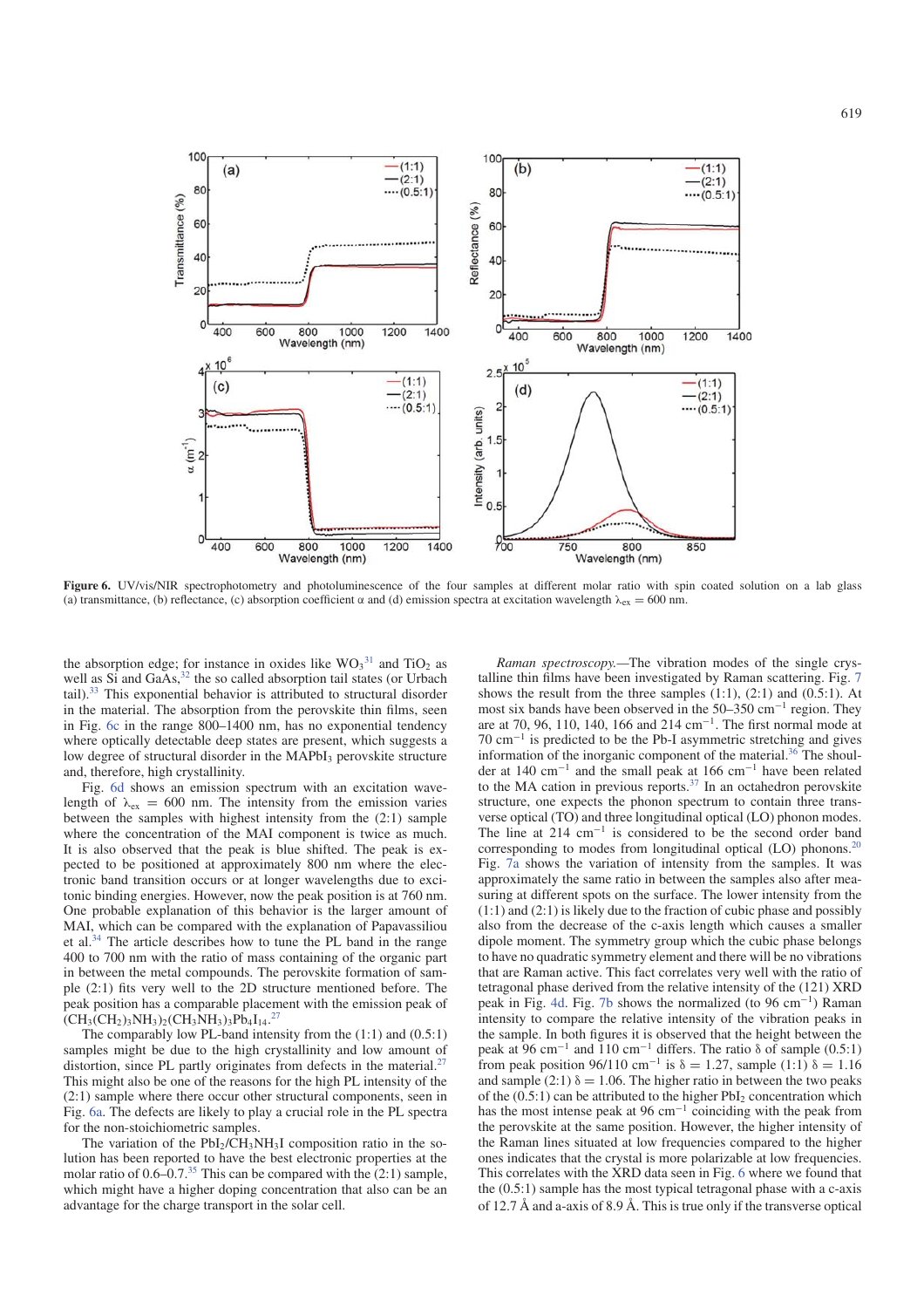**Figure 6.** UV/vis/NIR spectrophotometry and photoluminescence of the four samples at different molar ratio with spin coated solution on a lab glass (a) transmittance, (b) reflectance, (c) absorption coefficient α and (d) emission spectra at excitation wavelength $\lambda_{ex} = 600$ nm.

the absorption edge; for instance in oxides like $WO_3$[31] and $TiO_2$ as well as Si and GaAs,[32] the so called absorption tail states (or Urbach tail).[33] This exponential behavior is attributed to structural disorder in the material. The absorption from the perovskite thin films, seen in Fig. 6c in the range 800–1400 nm, has no exponential tendency where optically detectable deep states are present, which suggests a low degree of structural disorder in the $MAPbI_3$ perovskite structure and, therefore, high crystallinity.

Fig. 6d shows an emission spectrum with an excitation wavelength of $\lambda_{ex} = 600$ nm. The intensity from the emission varies between the samples with highest intensity from the (2:1) sample where the concentration of the MAI component is twice as much. It is also observed that the peak is blue shifted. The peak is expected to be positioned at approximately 800 nm where the electronic band transition occurs or at longer wavelengths due to excitonic binding energies. However, now the peak position is at 760 nm. One probable explanation of this behavior is the larger amount of MAI, which can be compared with the explanation of Papavassiliou et al.[34] The article describes how to tune the PL band in the range 400 to 700 nm with the ratio of mass containing of the organic part in between the metal compounds. The perovskite formation of sample (2:1) fits very well to the 2D structure mentioned before. The peak position has a comparable placement with the emission peak of $(CH_3(CH_2)_3NH_3)_2(CH_3NH_3)_3Pb_4I_{14}$.[27]

The comparably low PL-band intensity from the (1:1) and (0.5:1) samples might be due to the high crystallinity and low amount of distortion, since PL partly originates from defects in the material.[27] This might also be one of the reasons for the high PL intensity of the (2:1) sample where there occur other structural components, seen in Fig. 6a. The defects are likely to play a crucial role in the PL spectra for the non-stoichiometric samples.

The variation of the $PbI_2/CH_3NH_3I$ composition ratio in the solution has been reported to have the best electronic properties at the molar ratio of 0.6–0.7.[35] This can be compared with the (2:1) sample, which might have a higher doping concentration that also can be an advantage for the charge transport in the solar cell.

*Raman spectroscopy.*—The vibration modes of the single crystalline thin films have been investigated by Raman scattering. Fig. 7 shows the result from the three samples (1:1), (2:1) and (0.5:1). At most six bands have been observed in the 50–350 $cm^{-1}$ region. They are at 70, 96, 110, 140, 166 and 214 $cm^{-1}$. The first normal mode at 70 $cm^{-1}$ is predicted to be the Pb-I asymmetric stretching and gives information of the inorganic component of the material.[36] The shoulder at 140 $cm^{-1}$ and the small peak at 166 $cm^{-1}$ have been related to the MA cation in previous reports.[37] In an octahedron perovskite structure, one expects the phonon spectrum to contain three transverse optical (TO) and three longitudinal optical (LO) phonon modes. The line at 214 $cm^{-1}$ is considered to be the second order band corresponding to modes from longitudinal optical (LO) phonons.[20] Fig. 7a shows the variation of intensity from the samples. It was approximately the same ratio in between the samples also after measuring at different spots on the surface. The lower intensity from the (1:1) and (2:1) is likely due to the fraction of cubic phase and possibly also from the decrease of the c-axis length which causes a smaller dipole moment. The symmetry group which the cubic phase belongs to have no quadratic symmetry element and there will be no vibrations that are Raman active. This fact correlates very well with the ratio of tetragonal phase derived from the relative intensity of the (121) XRD peak in Fig. 4d. Fig. 7b shows the normalized (to 96 $cm^{-1}$) Raman intensity to compare the relative intensity of the vibration peaks in the sample. In both figures it is observed that the height between the peak at 96 $cm^{-1}$ and 110 $cm^{-1}$ differs. The ratio δ of sample (0.5:1) from peak position 96/110 $cm^{-1}$ is $\delta = 1.27$, sample (1:1) $\delta = 1.16$ and sample (2:1) $\delta = 1.06$. The higher ratio in between the two peaks of the (0.5:1) can be attributed to the higher $PbI_2$ concentration which has the most intense peak at 96 $cm^{-1}$ coinciding with the peak from the perovskite at the same position. However, the higher intensity of the Raman lines situated at low frequencies compared to the higher ones indicates that the crystal is more polarizable at low frequencies. This correlates with the XRD data seen in Fig. 6 where we found that the (0.5:1) sample has the most typical tetragonal phase with a c-axis of 12.7 Å and a-axis of 8.9 Å. This is true only if the transverse optical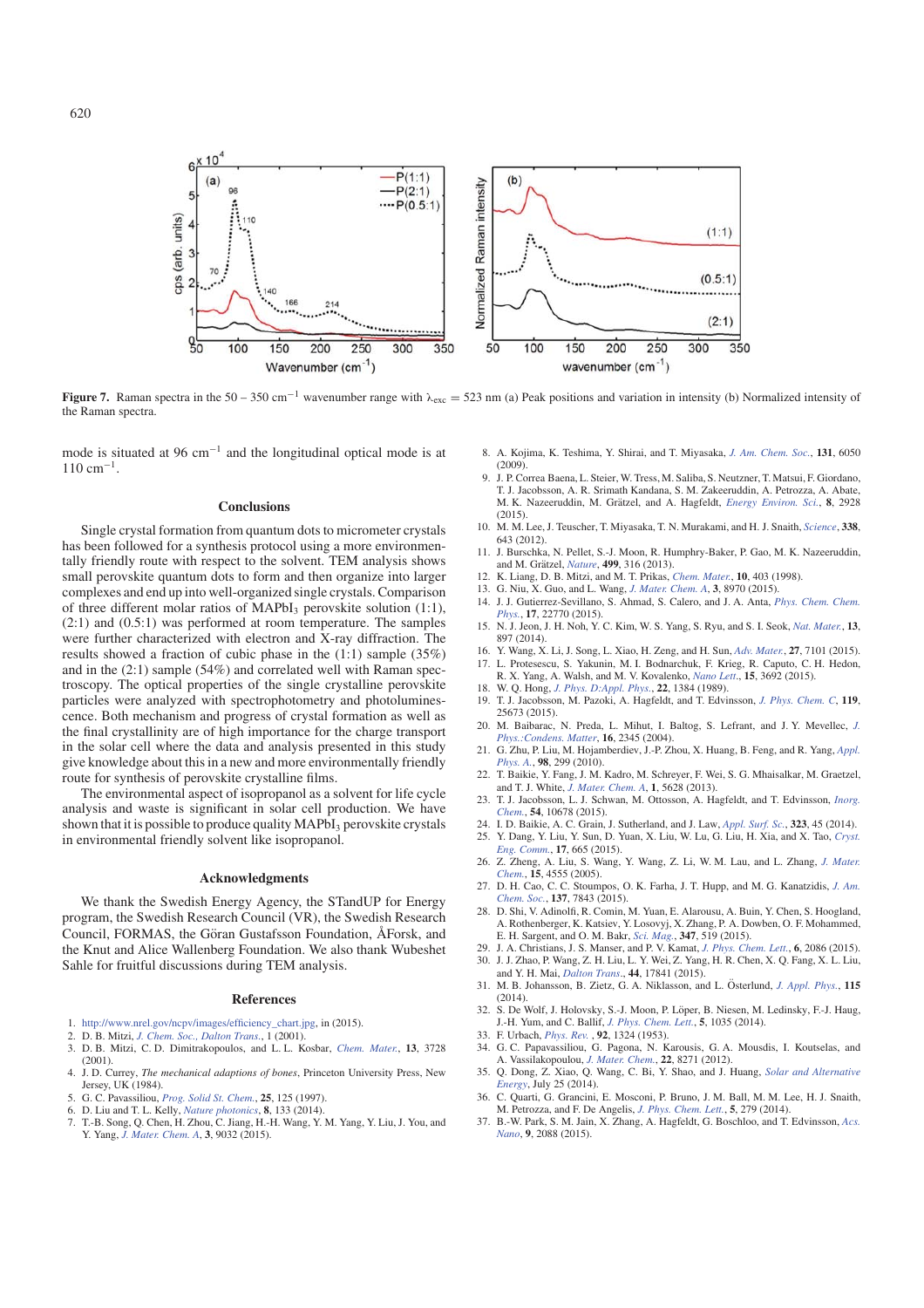(a)

cps (arb. units)

$6 \times 10^4$

5

4

3

2

1

0

P(1:1)

P(2:1)

P(0.5:1)

96

110

70

140

166

214

50 100 150 200 250 300 350

Wavenumber ($cm^{-1}$)

(b)

Normalized Raman intensity

(1:1)

(0.5:1)

(2:1)

50 100 150 200 250 300 350

wavenumber ($cm^{-1}$)

**Figure 7.** Raman spectra in the 50 – 350 $cm^{-1}$ wavenumber range with $\lambda_{exc}$ = 523 nm (a) Peak positions and variation in intensity (b) Normalized intensity of the Raman spectra.

mode is situated at 96 $cm^{-1}$ and the longitudinal optical mode is at 110 $cm^{-1}$.

## Conclusions

Single crystal formation from quantum dots to micrometer crystals has been followed for a synthesis protocol using a more environmentally friendly route with respect to the solvent. TEM analysis shows small perovskite quantum dots to form and then organize into larger complexes and end up into well-organized single crystals. Comparison of three different molar ratios of $MAPbI_3$ perovskite solution (1:1), (2:1) and (0.5:1) was performed at room temperature. The samples were further characterized with electron and X-ray diffraction. The results showed a fraction of cubic phase in the (1:1) sample (35%) and in the (2:1) sample (54%) and correlated well with Raman spectroscopy. The optical properties of the single crystalline perovskite particles were analyzed with spectrophotometry and photoluminescence. Both mechanism and progress of crystal formation as well as the final crystallinity are of high importance for the charge transport in the solar cell production where the data and analysis presented in this study give knowledge about this in a new and more environmentally friendly route for synthesis of perovskite crystalline films.

The environmental aspect of isopropanol as a solvent for life cycle analysis and waste is significant in solar cell production. We have shown that it is possible to produce quality $MAPbI_3$ perovskite crystals in environmental friendly solvent like isopropanol.

## Acknowledgments

We thank the Swedish Energy Agency, the STandUP for Energy program, the Swedish Research Council (VR), the Swedish Research Council, FORMAS, the Göran Gustafsson Foundation, ÅForsk, and the Knut and Alice Wallenberg Foundation. We also thank Wubeshet Sahle for fruitful discussions during TEM analysis.

## References

1. http://www.nrel.gov/ncpv/images/efficiency_chart.jpg, in (2015).
2. D. B. Mitzi, *J. Chem. Soc., Dalton Trans.*, 1 (2001).
3. D. B. Mitzi, C. D. Dimitrakopoulos, and L. L. Kosbar, *Chem. Mater.*, **13**, 3728 (2001).
4. J. D. Currey, *The mechanical adaptions of bones*, Princeton University Press, New Jersey, UK (1984).
5. G. C. Pavassiliou, *Prog. Solid St. Chem.*, **25**, 125 (1997).
6. D. Liu and T. L. Kelly, *Nature photonics*, **8**, 133 (2014).
7. T.-B. Song, Q. Chen, H. Zhou, C. Jiang, H.-H. Wang, Y. M. Yang, Y. Liu, J. You, and Y. Yang, *J. Mater. Chem. A*, **3**, 9032 (2015).
8. A. Kojima, K. Teshima, Y. Shirai, and T. Miyasaka, *J. Am. Chem. Soc.*, **131**, 6050 (2009).
9. J. P. Correa Baena, L. Steier, W. Tress, M. Saliba, S. Neutzner, T. Matsui, F. Giordano, T. J. Jacobsson, A. R. Srimath Kandana, S. M. Zakeeruddin, A. Petrozza, A. Abate, M. K. Nazeeruddin, M. Grätzel, and A. Hagfeldt, *Energy Environ. Sci.*, **8**, 2928 (2015).
10. M. M. Lee, J. Teuscher, T. Miyasaka, T. N. Murakami, and H. J. Snaith, *Science*, **338**, 643 (2012).
11. J. Burschka, N. Pellet, S.-J. Moon, R. Humphry-Baker, P. Gao, M. K. Nazeeruddin, and M. Grätzel, *Nature*, **499**, 316 (2013).
12. K. Liang, D. B. Mitzi, and M. T. Prikas, *Chem. Mater.*, **10**, 403 (1998).
13. G. Niu, X. Guo, and L. Wang, *J. Mater. Chem. A*, **3**, 8970 (2015).
14. J. J. Gutierrez-Sevillano, S. Ahmad, S. Calero, and J. A. Anta, *Phys. Chem. Chem. Phys.*, **17**, 22770 (2015).
15. N. J. Jeon, J. H. Noh, Y. C. Kim, W. S. Yang, S. Ryu, and S. I. Seok, *Nat. Mater.*, **13**, 897 (2014).
16. Y. Wang, X. Li, J. Song, L. Xiao, H. Zeng, and H. Sun, *Adv. Mater.*, **27**, 7101 (2015).
17. L. Protesescu, S. Yakunin, M. I. Bodnarchuk, F. Krieg, R. Caputo, C. H. Hedon, R. X. Yang, A. Walsh, and M. V. Kovalenko, *Nano Lett.*, **15**, 3692 (2015).
18. W. Q. Hong, *J. Phys. D:Appl. Phys.*, **22**, 1384 (1989).
19. T. J. Jacobsson, M. Pazoki, A. Hagfeldt, and T. Edvinsson, *J. Phys. Chem. C*, **119**, 25673 (2015).
20. M. Baibarac, N. Preda, L. Mihut, I. Baltog, S. Lefrant, and J. Y. Mevellec, *J. Phys.:Condens. Matter*, **16**, 2345 (2004).
21. G. Zhu, P. Liu, M. Hojamberdiev, J.-P. Zhou, X. Huang, B. Feng, and R. Yang, *Appl. Phys. A.*, **98**, 299 (2010).
22. T. Baikie, Y. Fang, J. M. Kadro, M. Schreyer, F. Wei, S. G. Mhaisalkar, M. Graetzel, and T. J. White, *J. Mater. Chem. A*, **1**, 5628 (2013).
23. T. J. Jacobsson, L. J. Schwan, M. Ottosson, A. Hagfeldt, and T. Edvinsson, *Inorg. Chem.*, **54**, 10678 (2015).
24. I. D. Baikie, A. C. Grain, J. Sutherland, and J. Law, *Appl. Surf. Sc.*, **323**, 45 (2014).
25. Y. Dang, Y. Liu, Y. Sun, D. Yuan, X. Liu, W. Lu, G. Liu, H. Xia, and X. Tao, *Cryst. Eng. Comm.*, **17**, 665 (2015).
26. Z. Zheng, A. Liu, S. Wang, Y. Wang, Z. Li, W. M. Lau, and L. Zhang, *J. Mater. Chem.*, **15**, 4555 (2005).
27. D. H. Cao, C. C. Stoumpos, O. K. Farha, J. T. Hupp, and M. G. Kanatzidis, *J. Am. Chem. Soc.*, **137**, 7843 (2015).
28. D. Shi, V. Adinolfi, R. Comin, M. Yuan, E. Alarousu, A. Buin, Y. Chen, S. Hoogland, A. Rothenberger, K. Katsiev, Y. Losovyj, X. Zhang, P. A. Dowben, O. F. Mohammed, E. H. Sargent, and O. M. Bakr, *Sci. Mag.*, **347**, 519 (2015).
29. J. A. Christians, J. S. Manser, and P. V. Kamat, *J. Phys. Chem. Lett.*, **6**, 2086 (2015).
30. J. J. Zhao, P. Wang, Z. H. Liu, L. Y. Wei, Z. Yang, H. R. Chen, X. Q. Fang, X. L. Liu, and Y. H. Mai, *Dalton Trans.*, **44**, 17841 (2015).
31. M. B. Johansson, B. Zietz, G. A. Niklasson, and L. Österlund, *J. Appl. Phys.*, **115** (2014).
32. S. De Wolf, J. Holovsky, S.-J. Moon, P. Löper, B. Niesen, M. Ledinsky, F.-J. Haug, J.-H. Yum, and C. Ballif, *J. Phys. Chem. Lett.*, **5**, 1035 (2014).
33. F. Urbach, *Phys. Rev.* , **92**, 1324 (1953).
34. G. C. Papavassiliou, G. Pagona, N. Karousis, G. A. Mousdis, I. Koutselas, and A. Vassilakopoulou, *J. Mater. Chem.*, **22**, 8271 (2012).
35. Q. Dong, Z. Xiao, Q. Wang, C. Bi, Y. Shao, and J. Huang, *Solar and Alternative Energy*, July 25 (2014).
36. C. Quarti, G. Grancini, E. Mosconi, P. Bruno, J. M. Ball, M. M. Lee, H. J. Snaith, M. Petrozza, and F. De Angelis, *J. Phys. Chem. Lett.*, **5**, 279 (2014).
37. B.-W. Park, S. M. Jain, X. Zhang, A. Hagfeldt, G. Boschloo, and T. Edvinsson, *Acs. Nano*, **9**, 2088 (2015).